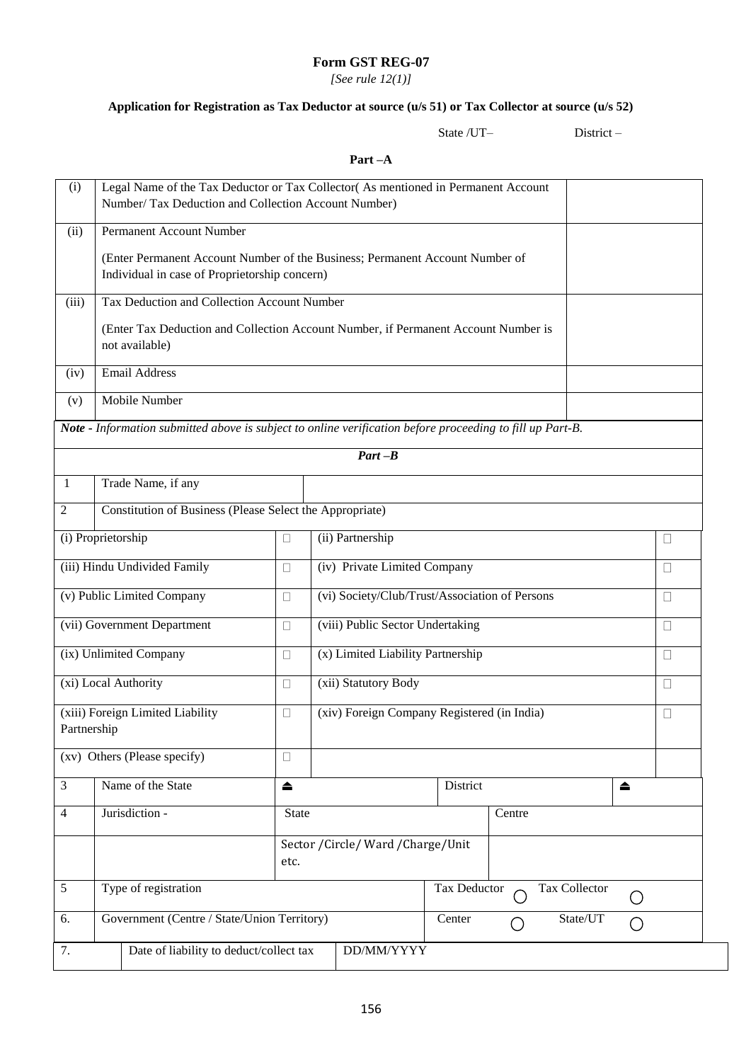**Form GST REG-07**

*[See rule 12(1)]*

**Application for Registration as Tax Deductor at source (u/s 51) or Tax Collector at source (u/s 52)**

State /UT– District –

**Part –A**

| | | |
|---|---|---|
| (i) | Legal Name of the Tax Deductor or Tax Collector( As mentioned in Permanent Account Number/ Tax Deduction and Collection Account Number) | |
| (ii) | Permanent Account Number<br><br>(Enter Permanent Account Number of the Business; Permanent Account Number of Individual in case of Proprietorship concern) | |
| (iii) | Tax Deduction and Collection Account Number<br><br>(Enter Tax Deduction and Collection Account Number, if Permanent Account Number is not available) | |
| (iv) | Email Address | |
| (v) | Mobile Number | |

***Note** - Information submitted above is subject to online verification before proceeding to fill up Part-B.*

***Part –B***

| | | | | |
|---|---|---|---|---|
| 1 | Trade Name, if any | | | |
| 2 | Constitution of Business (Please Select the Appropriate) | | | |
| (i) Proprietorship | | ☐ | (ii) Partnership | ☐ |
| (iii) Hindu Undivided Family | | ☐ | (iv) Private Limited Company | ☐ |
| (v) Public Limited Company | | ☐ | (vi) Society/Club/Trust/Association of Persons | ☐ |
| (vii) Government Department | | ☐ | (viii) Public Sector Undertaking | ☐ |
| (ix) Unlimited Company | | ☐ | (x) Limited Liability Partnership | ☐ |
| (xi) Local Authority | | ☐ | (xii) Statutory Body | ☐ |
| (xiii) Foreign Limited Liability Partnership | | ☐ | (xiv) Foreign Company Registered (in India) | ☐ |
| (xv) Others (Please specify) | | ☐ | | |

| | | | | |
|---|---|---|---|---|
| 3 | Name of the State | ⏏ | District | ⏏ |
| 4 | Jurisdiction - | State | Centre | |
| | | Sector /Circle/ Ward /Charge/Unit etc. | | |
| 5 | Type of registration | | Tax Deductor ◯ | Tax Collector ◯ |
| 6. | Government (Centre / State/Union Territory) | | Center ◯ | State/UT ◯ |
| 7. | Date of liability to deduct/collect tax | DD/MM/YYYY | | |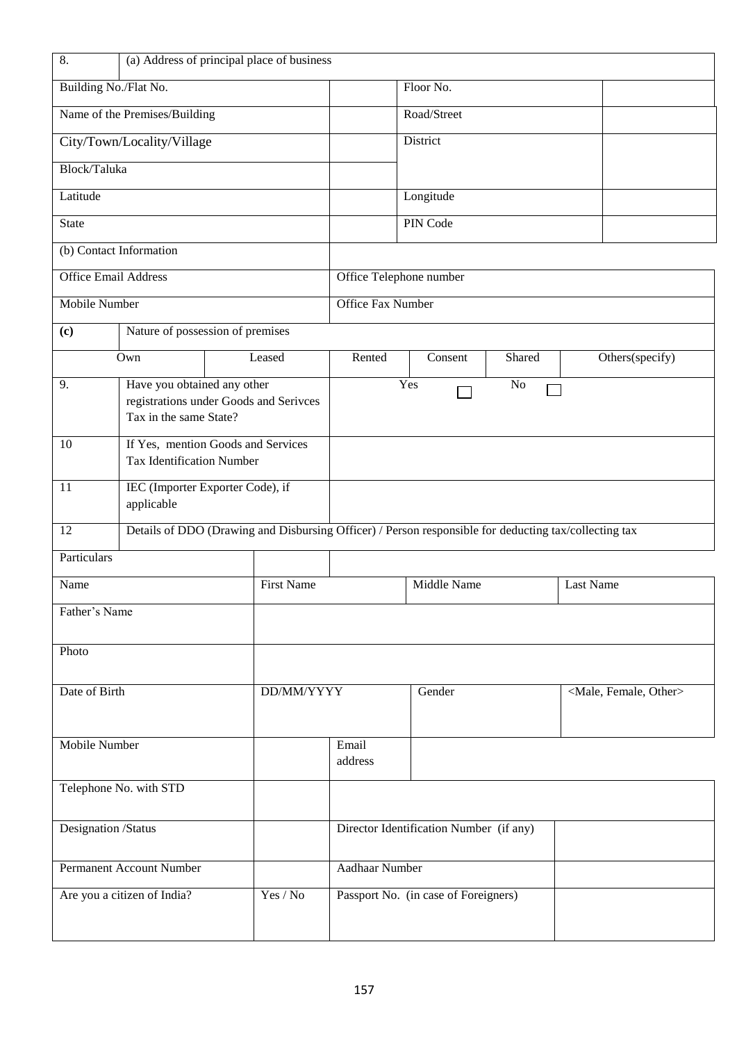| 8. | (a) Address of principal place of business | | | | | |
|---|---|---|---|---|---|---|
| Building No./Flat No. | | | | Floor No. | | |
| Name of the Premises/Building | | | | Road/Street | | |
| City/Town/Locality/Village | | | | District | | |
| Block/Taluka | | | | | | |
| Latitude | | | | Longitude | | |
| State | | | | PIN Code | | |
| (b) Contact Information | | | | | | |
| Office Email Address | | | Office Telephone number | | | |
| Mobile Number | | | Office Fax Number | | | |
| **(c)** | Nature of possession of premises | | | | | |
| Own | | Leased | Rented | Consent | Shared | Others(specify) |
| 9. | Have you obtained any other registrations under Goods and Serivces Tax in the same State? | | Yes ☐ | | No ☐ | |
| 10 | If Yes, mention Goods and Services Tax Identification Number | | | | | |
| 11 | IEC (Importer Exporter Code), if applicable | | | | | |
| 12 | Details of DDO (Drawing and Disbursing Officer) / Person responsible for deducting tax/collecting tax | | | | | |

| | | | | | |
|---|---|---|---|---|---|
| Particulars | | | | | |
| Name | First Name | | Middle Name | | Last Name |
| Father's Name | | | | | |
| Photo | | | | | |
| Date of Birth | DD/MM/YYYY | | Gender | | <Male, Female, Other> |
| Mobile Number | | Email address | | | |
| Telephone No. with STD | | | | | |
| Designation /Status | | Director Identification Number (if any) | | | |
| Permanent Account Number | | Aadhaar Number | | | |
| Are you a citizen of India? | Yes / No | Passport No. (in case of Foreigners) | | | |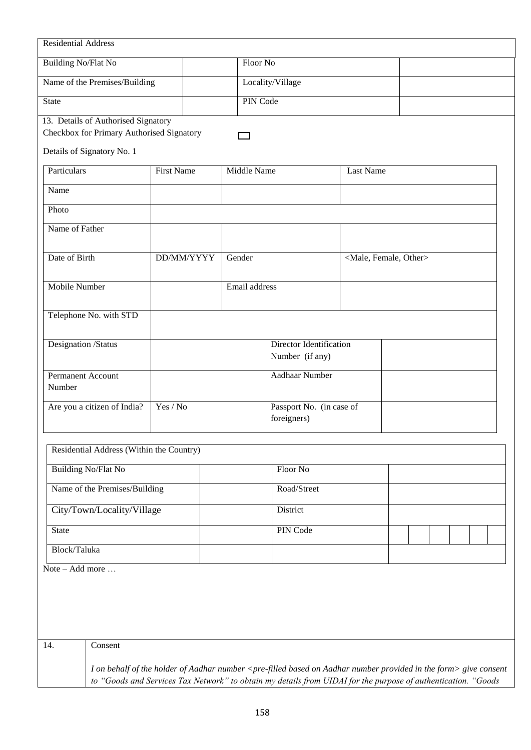| Residential Address | | | |
|---|---|---|---|
| Building No/Flat No | | Floor No | |
| Name of the Premises/Building | | Locality/Village | |
| State | | PIN Code | |

13. Details of Authorised Signatory

Checkbox for Primary Authorised Signatory ☐

Details of Signatory No. 1

| Particulars | First Name | Middle Name | | Last Name |
|---|---|---|---|---|
| Name | | | | |
| Photo | | | | |
| Name of Father | | | | |
| Date of Birth | DD/MM/YYYY | Gender | | <Male, Female, Other> |
| Mobile Number | | Email address | | |
| Telephone No. with STD | | | | |
| Designation /Status | | | Director Identification Number (if any) | |
| Permanent Account Number | | | Aadhaar Number | |
| Are you a citizen of India? | Yes / No | | Passport No. (in case of foreigners) | |

| Residential Address (Within the Country) | | | |
|---|---|---|---|
| Building No/Flat No | | Floor No | |
| Name of the Premises/Building | | Road/Street | |
| City/Town/Locality/Village | | District | |
| State | | PIN Code | |
| Block/Taluka | | | |

Note – Add more …

| 14. | Consent |
|---|---|
| | *I on behalf of the holder of Aadhar number <pre-filled based on Aadhar number provided in the form> give consent to "Goods and Services Tax Network" to obtain my details from UIDAI for the purpose of authentication. "Goods* |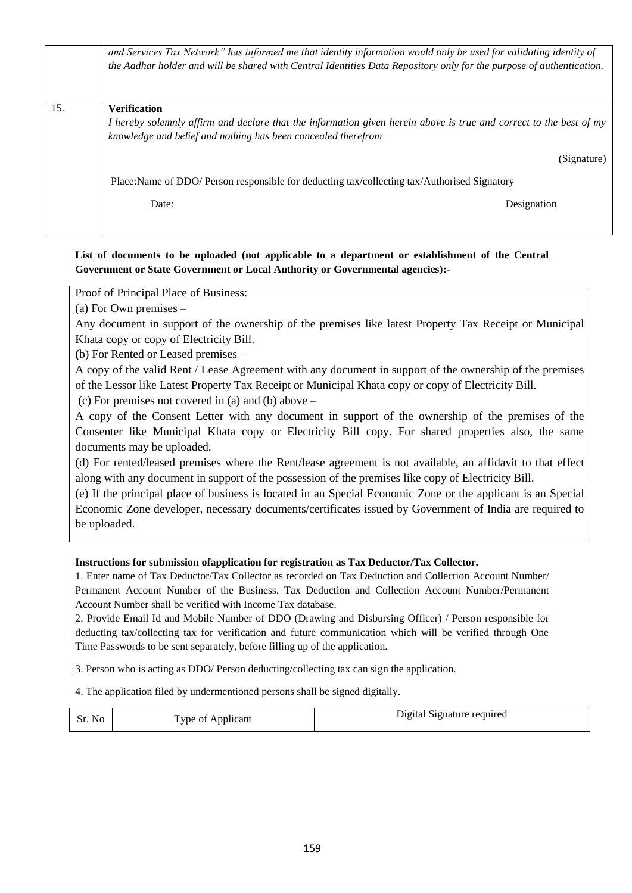| | |
|---|---|
| | *and Services Tax Network" has informed me that identity information would only be used for validating identity of the Aadhar holder and will be shared with Central Identities Data Repository only for the purpose of authentication.* |
| 15. | **Verification**<br>*I hereby solemnly affirm and declare that the information given herein above is true and correct to the best of my knowledge and belief and nothing has been concealed therefrom*<br>(Signature)<br>Place:Name of DDO/ Person responsible for deducting tax/collecting tax/Authorised Signatory<br>Date: Designation |

**List of documents to be uploaded (not applicable to a department or establishment of the Central Government or State Government or Local Authority or Governmental agencies):-**

Proof of Principal Place of Business:

(a) For Own premises –

Any document in support of the ownership of the premises like latest Property Tax Receipt or Municipal Khata copy or copy of Electricity Bill.

**(**b) For Rented or Leased premises –

A copy of the valid Rent / Lease Agreement with any document in support of the ownership of the premises of the Lessor like Latest Property Tax Receipt or Municipal Khata copy or copy of Electricity Bill.

(c) For premises not covered in (a) and (b) above –

A copy of the Consent Letter with any document in support of the ownership of the premises of the Consenter like Municipal Khata copy or Electricity Bill copy. For shared properties also, the same documents may be uploaded.

(d) For rented/leased premises where the Rent/lease agreement is not available, an affidavit to that effect along with any document in support of the possession of the premises like copy of Electricity Bill.

(e) If the principal place of business is located in an Special Economic Zone or the applicant is an Special Economic Zone developer, necessary documents/certificates issued by Government of India are required to be uploaded.

**Instructions for submission ofapplication for registration as Tax Deductor/Tax Collector.**

1. Enter name of Tax Deductor/Tax Collector as recorded on Tax Deduction and Collection Account Number/ Permanent Account Number of the Business. Tax Deduction and Collection Account Number/Permanent Account Number shall be verified with Income Tax database.

2. Provide Email Id and Mobile Number of DDO (Drawing and Disbursing Officer) / Person responsible for deducting tax/collecting tax for verification and future communication which will be verified through One Time Passwords to be sent separately, before filling up of the application.

3. Person who is acting as DDO/ Person deducting/collecting tax can sign the application.

4. The application filed by undermentioned persons shall be signed digitally.

| Sr. No | Type of Applicant | Digital Signature required |
|---|---|---|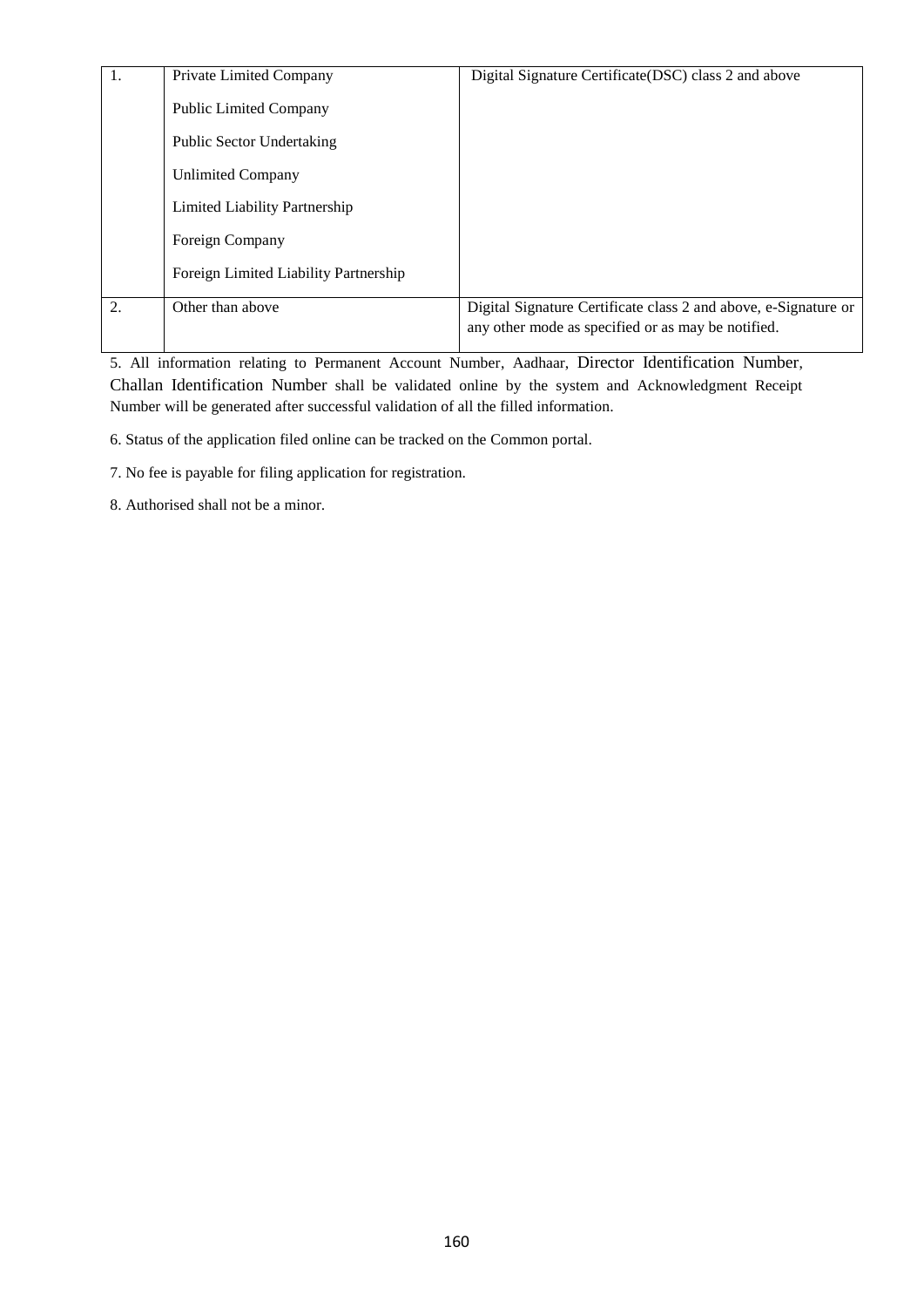| | | |
|---|---|---|
| 1. | Private Limited Company<br>Public Limited Company<br>Public Sector Undertaking<br>Unlimited Company<br>Limited Liability Partnership<br>Foreign Company<br>Foreign Limited Liability Partnership | Digital Signature Certificate(DSC) class 2 and above |
| 2. | Other than above | Digital Signature Certificate class 2 and above, e-Signature or any other mode as specified or as may be notified. |

5. All information relating to Permanent Account Number, Aadhaar, Director Identification Number, Challan Identification Number shall be validated online by the system and Acknowledgment Receipt Number will be generated after successful validation of all the filled information.

6. Status of the application filed online can be tracked on the Common portal.

7. No fee is payable for filing application for registration.

8. Authorised shall not be a minor.